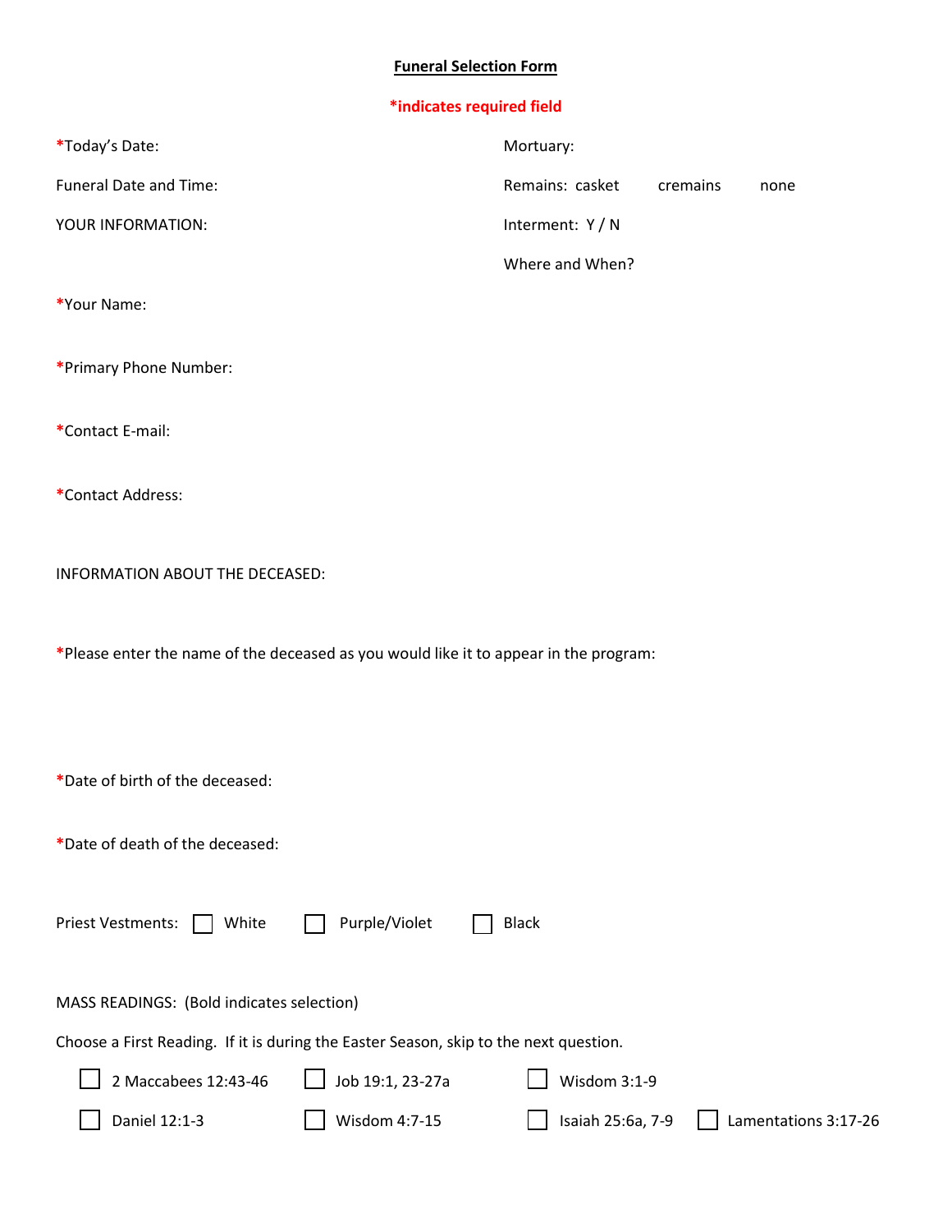# Funeral Selection Form

***indicates required field**

*Today's Date:

Mortuary:

Funeral Date and Time:

Remains: casket cremains none

YOUR INFORMATION:

Interment: Y / N

Where and When?

*Your Name:

*Primary Phone Number:

*Contact E-mail:

*Contact Address:

INFORMATION ABOUT THE DECEASED:

*Please enter the name of the deceased as you would like it to appear in the program:

*Date of birth of the deceased:

*Date of death of the deceased:

Priest Vestments: ☐ White ☐ Purple/Violet ☐ Black

MASS READINGS: (Bold indicates selection)

Choose a First Reading. If it is during the Easter Season, skip to the next question.

- ☐ 2 Maccabees 12:43-46
- ☐ Job 19:1, 23-27a
- ☐ Wisdom 3:1-9
- ☐ Daniel 12:1-3
- ☐ Wisdom 4:7-15
- ☐ Isaiah 25:6a, 7-9
- ☐ Lamentations 3:17-26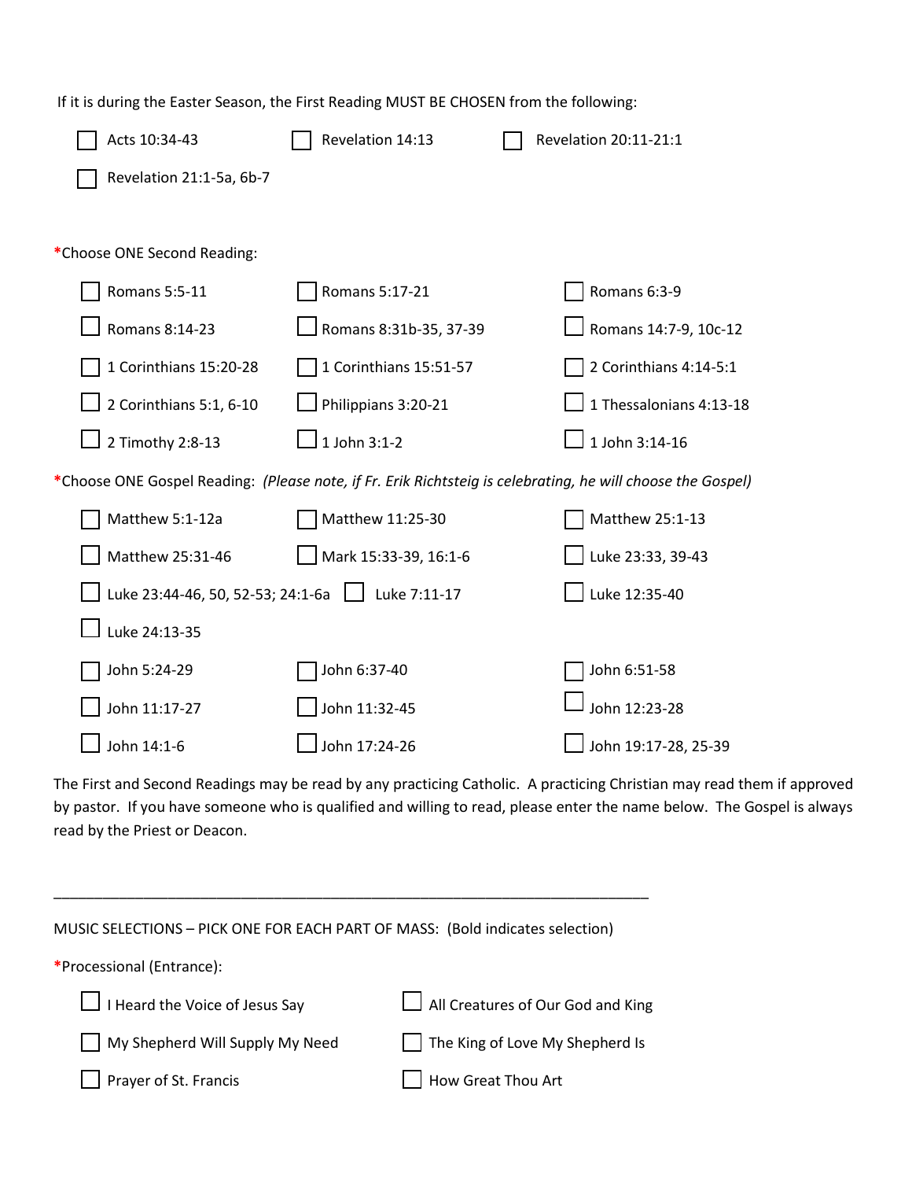If it is during the Easter Season, the First Reading MUST BE CHOSEN from the following:

- ☐ Acts 10:34-43
- ☐ Revelation 14:13
- ☐ Revelation 20:11-21:1
- ☐ Revelation 21:1-5a, 6b-7

*Choose ONE Second Reading:

- ☐ Romans 5:5-11
- ☐ Romans 5:17-21
- ☐ Romans 6:3-9
- ☐ Romans 8:14-23
- ☐ Romans 8:31b-35, 37-39
- ☐ Romans 14:7-9, 10c-12
- ☐ 1 Corinthians 15:20-28
- ☐ 1 Corinthians 15:51-57
- ☐ 2 Corinthians 4:14-5:1
- ☐ 2 Corinthians 5:1, 6-10
- ☐ Philippians 3:20-21
- ☐ 1 Thessalonians 4:13-18
- ☐ 2 Timothy 2:8-13
- ☐ 1 John 3:1-2
- ☐ 1 John 3:14-16

*Choose ONE Gospel Reading: *(Please note, if Fr. Erik Richtsteig is celebrating, he will choose the Gospel)*

- ☐ Matthew 5:1-12a
- ☐ Matthew 11:25-30
- ☐ Matthew 25:1-13
- ☐ Matthew 25:31-46
- ☐ Mark 15:33-39, 16:1-6
- ☐ Luke 23:33, 39-43
- ☐ Luke 23:44-46, 50, 52-53; 24:1-6a
- ☐ Luke 7:11-17
- ☐ Luke 12:35-40
- ☐ Luke 24:13-35
- ☐ John 5:24-29
- ☐ John 6:37-40
- ☐ John 6:51-58
- ☐ John 11:17-27
- ☐ John 11:32-45
- ☐ John 12:23-28
- ☐ John 14:1-6
- ☐ John 17:24-26
- ☐ John 19:17-28, 25-39

The First and Second Readings may be read by any practicing Catholic. A practicing Christian may read them if approved by pastor. If you have someone who is qualified and willing to read, please enter the name below. The Gospel is always read by the Priest or Deacon.

______________________________________________________________________________

MUSIC SELECTIONS – PICK ONE FOR EACH PART OF MASS: (Bold indicates selection)

*Processional (Entrance):

- ☐ I Heard the Voice of Jesus Say
- ☐ All Creatures of Our God and King
- ☐ My Shepherd Will Supply My Need
- ☐ The King of Love My Shepherd Is
- ☐ Prayer of St. Francis
- ☐ How Great Thou Art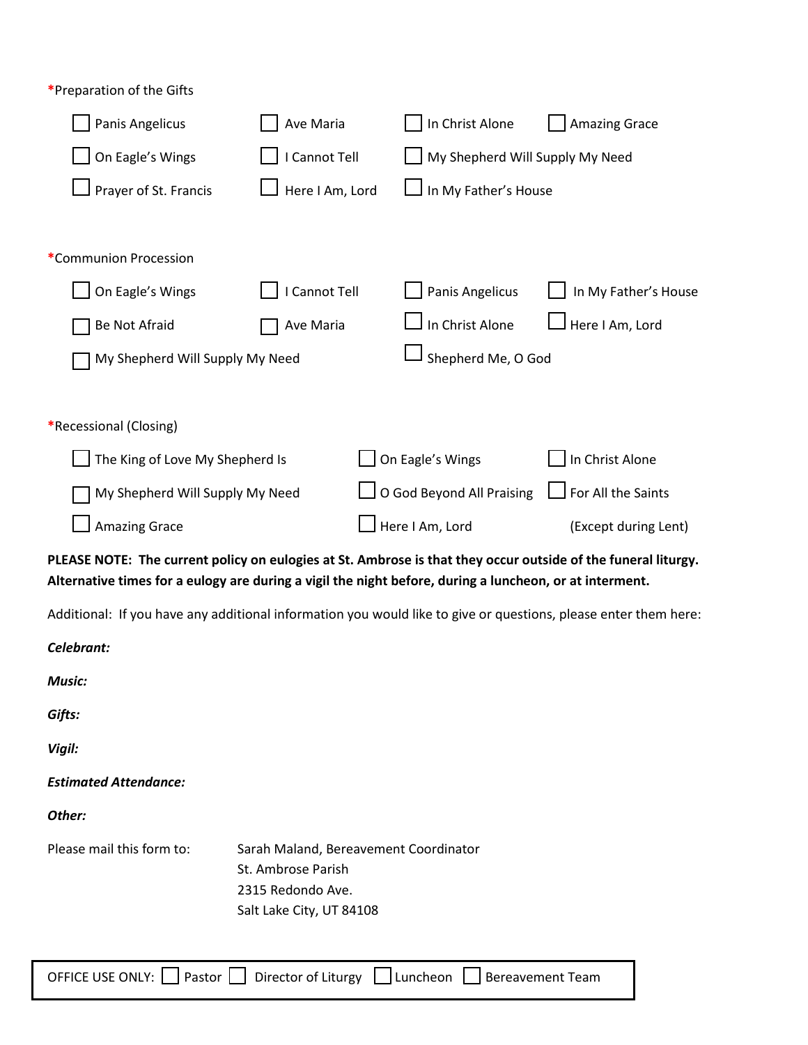*Preparation of the Gifts

- ☐ Panis Angelicus
- ☐ Ave Maria
- ☐ In Christ Alone
- ☐ Amazing Grace
- ☐ On Eagle's Wings
- ☐ I Cannot Tell
- ☐ My Shepherd Will Supply My Need
- ☐ Prayer of St. Francis
- ☐ Here I Am, Lord
- ☐ In My Father's House

*Communion Procession

- ☐ On Eagle's Wings
- ☐ I Cannot Tell
- ☐ Panis Angelicus
- ☐ In My Father's House
- ☐ Be Not Afraid
- ☐ Ave Maria
- ☐ In Christ Alone
- ☐ Here I Am, Lord
- ☐ My Shepherd Will Supply My Need
- ☐ Shepherd Me, O God

*Recessional (Closing)

- ☐ The King of Love My Shepherd Is
- ☐ On Eagle's Wings
- ☐ In Christ Alone
- ☐ My Shepherd Will Supply My Need
- ☐ O God Beyond All Praising
- ☐ For All the Saints (Except during Lent)
- ☐ Amazing Grace
- ☐ Here I Am, Lord

**PLEASE NOTE: The current policy on eulogies at St. Ambrose is that they occur outside of the funeral liturgy. Alternative times for a eulogy are during a vigil the night before, during a luncheon, or at interment.**

Additional: If you have any additional information you would like to give or questions, please enter them here:

***Celebrant:***

***Music:***

***Gifts:***

***Vigil:***

***Estimated Attendance:***

***Other:***

Please mail this form to:

Sarah Maland, Bereavement Coordinator
St. Ambrose Parish
2315 Redondo Ave.
Salt Lake City, UT 84108

OFFICE USE ONLY: ☐ Pastor ☐ Director of Liturgy ☐ Luncheon ☐ Bereavement Team